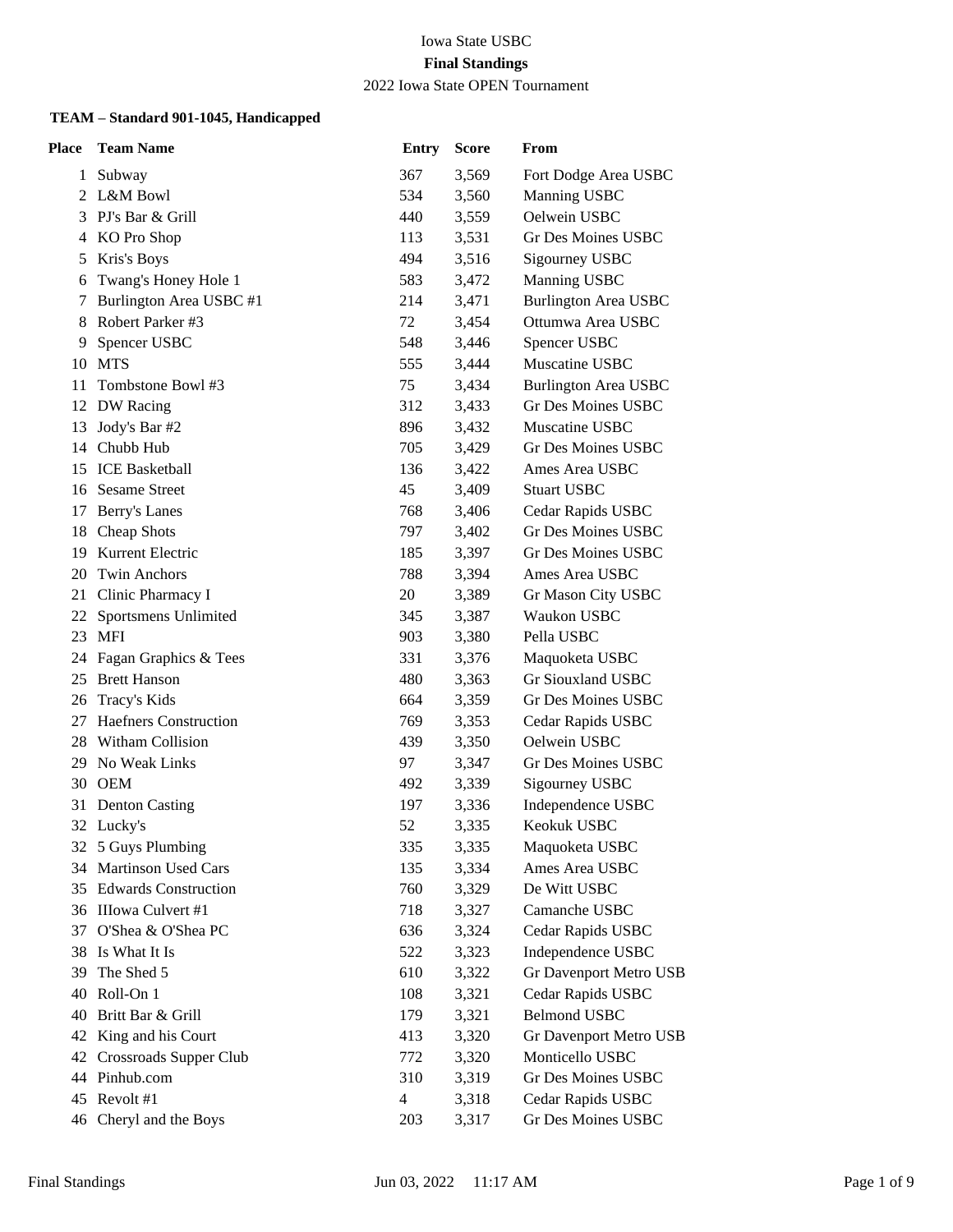# Iowa State USBC

**Final Standings**

2022 Iowa State OPEN Tournament

**TEAM – Standard 901-1045, Handicapped**

| Place | Team Name | Entry | Score | From |
|---|---|---|---|---|
| 1 | Subway | 367 | 3,569 | Fort Dodge Area USBC |
| 2 | L&M Bowl | 534 | 3,560 | Manning USBC |
| 3 | PJ's Bar & Grill | 440 | 3,559 | Oelwein USBC |
| 4 | KO Pro Shop | 113 | 3,531 | Gr Des Moines USBC |
| 5 | Kris's Boys | 494 | 3,516 | Sigourney USBC |
| 6 | Twang's Honey Hole 1 | 583 | 3,472 | Manning USBC |
| 7 | Burlington Area USBC #1 | 214 | 3,471 | Burlington Area USBC |
| 8 | Robert Parker #3 | 72 | 3,454 | Ottumwa Area USBC |
| 9 | Spencer USBC | 548 | 3,446 | Spencer USBC |
| 10 | MTS | 555 | 3,444 | Muscatine USBC |
| 11 | Tombstone Bowl #3 | 75 | 3,434 | Burlington Area USBC |
| 12 | DW Racing | 312 | 3,433 | Gr Des Moines USBC |
| 13 | Jody's Bar #2 | 896 | 3,432 | Muscatine USBC |
| 14 | Chubb Hub | 705 | 3,429 | Gr Des Moines USBC |
| 15 | ICE Basketball | 136 | 3,422 | Ames Area USBC |
| 16 | Sesame Street | 45 | 3,409 | Stuart USBC |
| 17 | Berry's Lanes | 768 | 3,406 | Cedar Rapids USBC |
| 18 | Cheap Shots | 797 | 3,402 | Gr Des Moines USBC |
| 19 | Kurrent Electric | 185 | 3,397 | Gr Des Moines USBC |
| 20 | Twin Anchors | 788 | 3,394 | Ames Area USBC |
| 21 | Clinic Pharmacy I | 20 | 3,389 | Gr Mason City USBC |
| 22 | Sportsmens Unlimited | 345 | 3,387 | Waukon USBC |
| 23 | MFI | 903 | 3,380 | Pella USBC |
| 24 | Fagan Graphics & Tees | 331 | 3,376 | Maquoketa USBC |
| 25 | Brett Hanson | 480 | 3,363 | Gr Siouxland USBC |
| 26 | Tracy's Kids | 664 | 3,359 | Gr Des Moines USBC |
| 27 | Haefners Construction | 769 | 3,353 | Cedar Rapids USBC |
| 28 | Witham Collision | 439 | 3,350 | Oelwein USBC |
| 29 | No Weak Links | 97 | 3,347 | Gr Des Moines USBC |
| 30 | OEM | 492 | 3,339 | Sigourney USBC |
| 31 | Denton Casting | 197 | 3,336 | Independence USBC |
| 32 | Lucky's | 52 | 3,335 | Keokuk USBC |
| 32 | 5 Guys Plumbing | 335 | 3,335 | Maquoketa USBC |
| 34 | Martinson Used Cars | 135 | 3,334 | Ames Area USBC |
| 35 | Edwards Construction | 760 | 3,329 | De Witt USBC |
| 36 | IIIowa Culvert #1 | 718 | 3,327 | Camanche USBC |
| 37 | O'Shea & O'Shea PC | 636 | 3,324 | Cedar Rapids USBC |
| 38 | Is What It Is | 522 | 3,323 | Independence USBC |
| 39 | The Shed 5 | 610 | 3,322 | Gr Davenport Metro USB |
| 40 | Roll-On 1 | 108 | 3,321 | Cedar Rapids USBC |
| 40 | Britt Bar & Grill | 179 | 3,321 | Belmond USBC |
| 42 | King and his Court | 413 | 3,320 | Gr Davenport Metro USB |
| 42 | Crossroads Supper Club | 772 | 3,320 | Monticello USBC |
| 44 | Pinhub.com | 310 | 3,319 | Gr Des Moines USBC |
| 45 | Revolt #1 | 4 | 3,318 | Cedar Rapids USBC |
| 46 | Cheryl and the Boys | 203 | 3,317 | Gr Des Moines USBC |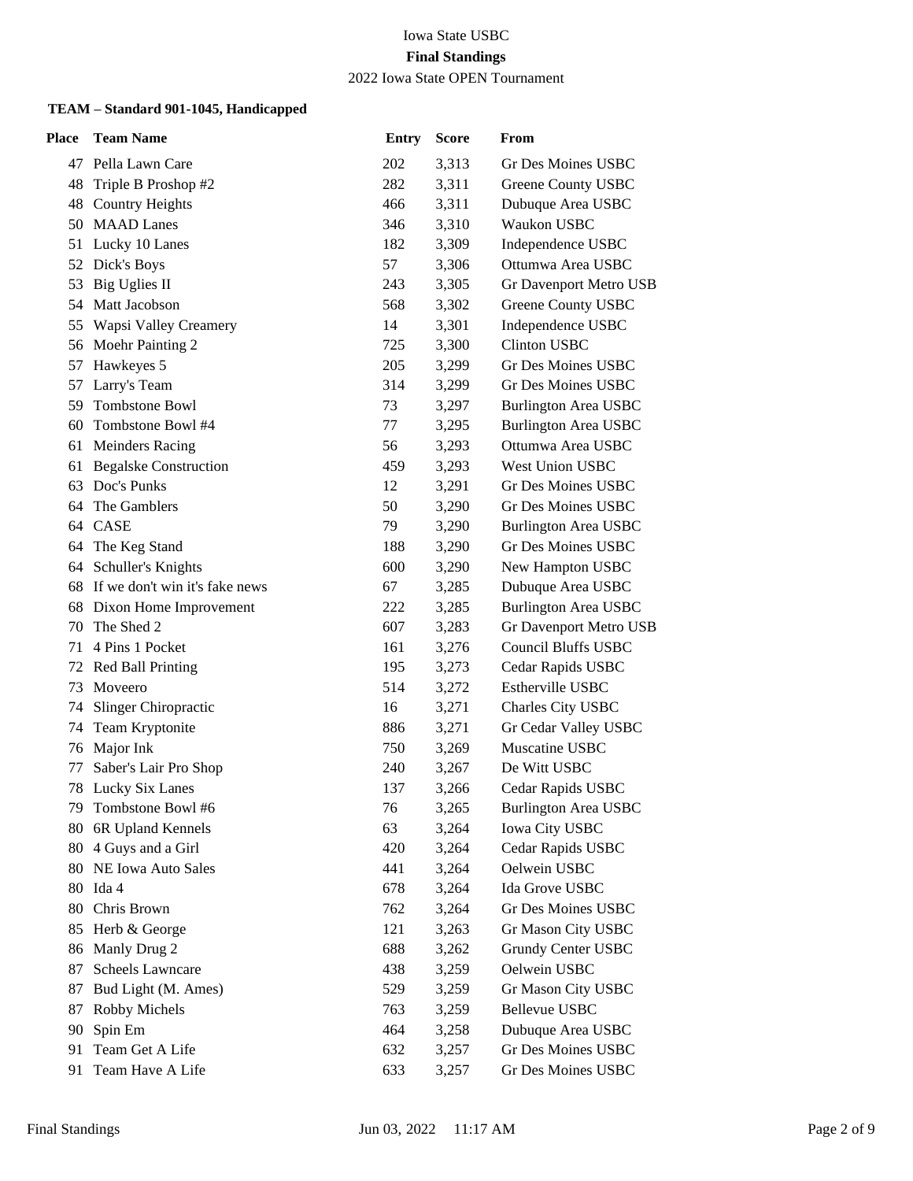Iowa State USBC

**Final Standings**

2022 Iowa State OPEN Tournament

#### TEAM – Standard 901-1045, Handicapped

| Place | Team Name | Entry | Score | From |
|---|---|---|---|---|
| 47 | Pella Lawn Care | 202 | 3,313 | Gr Des Moines USBC |
| 48 | Triple B Proshop #2 | 282 | 3,311 | Greene County USBC |
| 48 | Country Heights | 466 | 3,311 | Dubuque Area USBC |
| 50 | MAAD Lanes | 346 | 3,310 | Waukon USBC |
| 51 | Lucky 10 Lanes | 182 | 3,309 | Independence USBC |
| 52 | Dick's Boys | 57 | 3,306 | Ottumwa Area USBC |
| 53 | Big Uglies II | 243 | 3,305 | Gr Davenport Metro USB |
| 54 | Matt Jacobson | 568 | 3,302 | Greene County USBC |
| 55 | Wapsi Valley Creamery | 14 | 3,301 | Independence USBC |
| 56 | Moehr Painting 2 | 725 | 3,300 | Clinton USBC |
| 57 | Hawkeyes 5 | 205 | 3,299 | Gr Des Moines USBC |
| 57 | Larry's Team | 314 | 3,299 | Gr Des Moines USBC |
| 59 | Tombstone Bowl | 73 | 3,297 | Burlington Area USBC |
| 60 | Tombstone Bowl #4 | 77 | 3,295 | Burlington Area USBC |
| 61 | Meinders Racing | 56 | 3,293 | Ottumwa Area USBC |
| 61 | Begalske Construction | 459 | 3,293 | West Union USBC |
| 63 | Doc's Punks | 12 | 3,291 | Gr Des Moines USBC |
| 64 | The Gamblers | 50 | 3,290 | Gr Des Moines USBC |
| 64 | CASE | 79 | 3,290 | Burlington Area USBC |
| 64 | The Keg Stand | 188 | 3,290 | Gr Des Moines USBC |
| 64 | Schuller's Knights | 600 | 3,290 | New Hampton USBC |
| 68 | If we don't win it's fake news | 67 | 3,285 | Dubuque Area USBC |
| 68 | Dixon Home Improvement | 222 | 3,285 | Burlington Area USBC |
| 70 | The Shed 2 | 607 | 3,283 | Gr Davenport Metro USB |
| 71 | 4 Pins 1 Pocket | 161 | 3,276 | Council Bluffs USBC |
| 72 | Red Ball Printing | 195 | 3,273 | Cedar Rapids USBC |
| 73 | Moveero | 514 | 3,272 | Estherville USBC |
| 74 | Slinger Chiropractic | 16 | 3,271 | Charles City USBC |
| 74 | Team Kryptonite | 886 | 3,271 | Gr Cedar Valley USBC |
| 76 | Major Ink | 750 | 3,269 | Muscatine USBC |
| 77 | Saber's Lair Pro Shop | 240 | 3,267 | De Witt USBC |
| 78 | Lucky Six Lanes | 137 | 3,266 | Cedar Rapids USBC |
| 79 | Tombstone Bowl #6 | 76 | 3,265 | Burlington Area USBC |
| 80 | 6R Upland Kennels | 63 | 3,264 | Iowa City USBC |
| 80 | 4 Guys and a Girl | 420 | 3,264 | Cedar Rapids USBC |
| 80 | NE Iowa Auto Sales | 441 | 3,264 | Oelwein USBC |
| 80 | Ida 4 | 678 | 3,264 | Ida Grove USBC |
| 80 | Chris Brown | 762 | 3,264 | Gr Des Moines USBC |
| 85 | Herb & George | 121 | 3,263 | Gr Mason City USBC |
| 86 | Manly Drug 2 | 688 | 3,262 | Grundy Center USBC |
| 87 | Scheels Lawncare | 438 | 3,259 | Oelwein USBC |
| 87 | Bud Light (M. Ames) | 529 | 3,259 | Gr Mason City USBC |
| 87 | Robby Michels | 763 | 3,259 | Bellevue USBC |
| 90 | Spin Em | 464 | 3,258 | Dubuque Area USBC |
| 91 | Team Get A Life | 632 | 3,257 | Gr Des Moines USBC |
| 91 | Team Have A Life | 633 | 3,257 | Gr Des Moines USBC |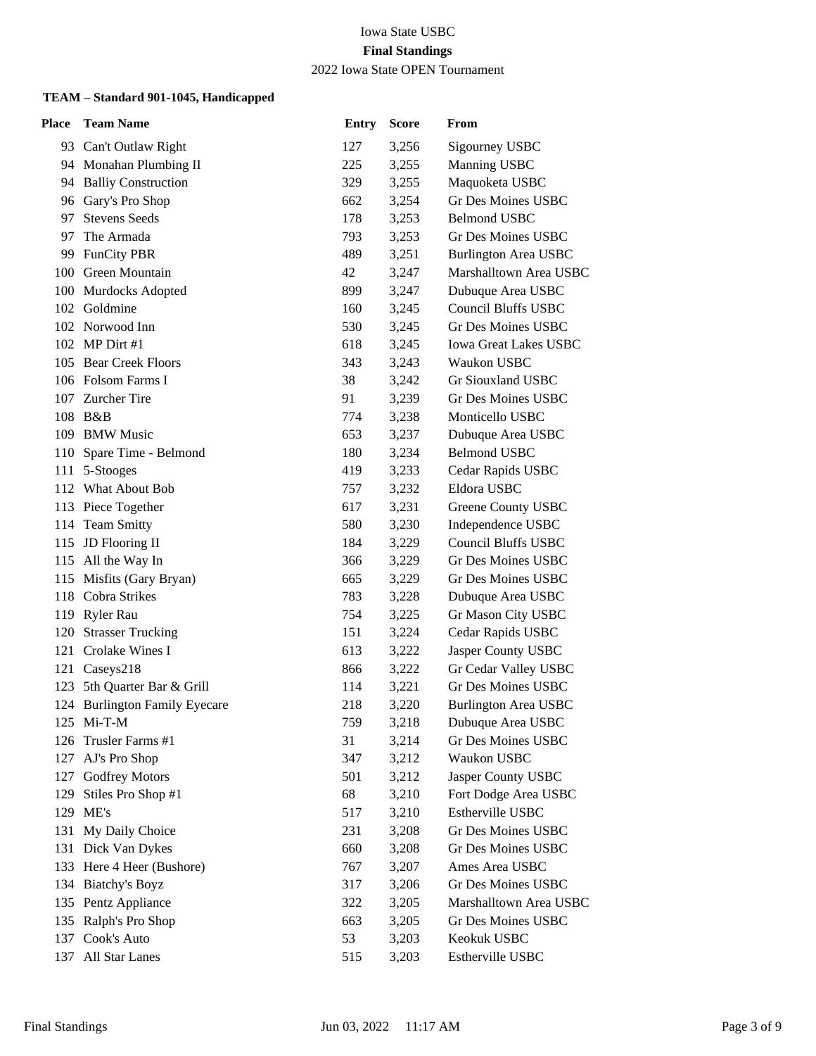Iowa State USBC

**Final Standings**

2022 Iowa State OPEN Tournament

### TEAM – Standard 901-1045, Handicapped

| Place | Team Name | Entry | Score | From |
|---|---|---|---|---|
| 93 | Can't Outlaw Right | 127 | 3,256 | Sigourney USBC |
| 94 | Monahan Plumbing II | 225 | 3,255 | Manning USBC |
| 94 | Balliy Construction | 329 | 3,255 | Maquoketa USBC |
| 96 | Gary's Pro Shop | 662 | 3,254 | Gr Des Moines USBC |
| 97 | Stevens Seeds | 178 | 3,253 | Belmond USBC |
| 97 | The Armada | 793 | 3,253 | Gr Des Moines USBC |
| 99 | FunCity PBR | 489 | 3,251 | Burlington Area USBC |
| 100 | Green Mountain | 42 | 3,247 | Marshalltown Area USBC |
| 100 | Murdocks Adopted | 899 | 3,247 | Dubuque Area USBC |
| 102 | Goldmine | 160 | 3,245 | Council Bluffs USBC |
| 102 | Norwood Inn | 530 | 3,245 | Gr Des Moines USBC |
| 102 | MP Dirt #1 | 618 | 3,245 | Iowa Great Lakes USBC |
| 105 | Bear Creek Floors | 343 | 3,243 | Waukon USBC |
| 106 | Folsom Farms I | 38 | 3,242 | Gr Siouxland USBC |
| 107 | Zurcher Tire | 91 | 3,239 | Gr Des Moines USBC |
| 108 | B&B | 774 | 3,238 | Monticello USBC |
| 109 | BMW Music | 653 | 3,237 | Dubuque Area USBC |
| 110 | Spare Time - Belmond | 180 | 3,234 | Belmond USBC |
| 111 | 5-Stooges | 419 | 3,233 | Cedar Rapids USBC |
| 112 | What About Bob | 757 | 3,232 | Eldora USBC |
| 113 | Piece Together | 617 | 3,231 | Greene County USBC |
| 114 | Team Smitty | 580 | 3,230 | Independence USBC |
| 115 | JD Flooring II | 184 | 3,229 | Council Bluffs USBC |
| 115 | All the Way In | 366 | 3,229 | Gr Des Moines USBC |
| 115 | Misfits (Gary Bryan) | 665 | 3,229 | Gr Des Moines USBC |
| 118 | Cobra Strikes | 783 | 3,228 | Dubuque Area USBC |
| 119 | Ryler Rau | 754 | 3,225 | Gr Mason City USBC |
| 120 | Strasser Trucking | 151 | 3,224 | Cedar Rapids USBC |
| 121 | Crolake Wines I | 613 | 3,222 | Jasper County USBC |
| 121 | Caseys218 | 866 | 3,222 | Gr Cedar Valley USBC |
| 123 | 5th Quarter Bar & Grill | 114 | 3,221 | Gr Des Moines USBC |
| 124 | Burlington Family Eyecare | 218 | 3,220 | Burlington Area USBC |
| 125 | Mi-T-M | 759 | 3,218 | Dubuque Area USBC |
| 126 | Trusler Farms #1 | 31 | 3,214 | Gr Des Moines USBC |
| 127 | AJ's Pro Shop | 347 | 3,212 | Waukon USBC |
| 127 | Godfrey Motors | 501 | 3,212 | Jasper County USBC |
| 129 | Stiles Pro Shop #1 | 68 | 3,210 | Fort Dodge Area USBC |
| 129 | ME's | 517 | 3,210 | Estherville USBC |
| 131 | My Daily Choice | 231 | 3,208 | Gr Des Moines USBC |
| 131 | Dick Van Dykes | 660 | 3,208 | Gr Des Moines USBC |
| 133 | Here 4 Heer (Bushore) | 767 | 3,207 | Ames Area USBC |
| 134 | Biatchy's Boyz | 317 | 3,206 | Gr Des Moines USBC |
| 135 | Pentz Appliance | 322 | 3,205 | Marshalltown Area USBC |
| 135 | Ralph's Pro Shop | 663 | 3,205 | Gr Des Moines USBC |
| 137 | Cook's Auto | 53 | 3,203 | Keokuk USBC |
| 137 | All Star Lanes | 515 | 3,203 | Estherville USBC |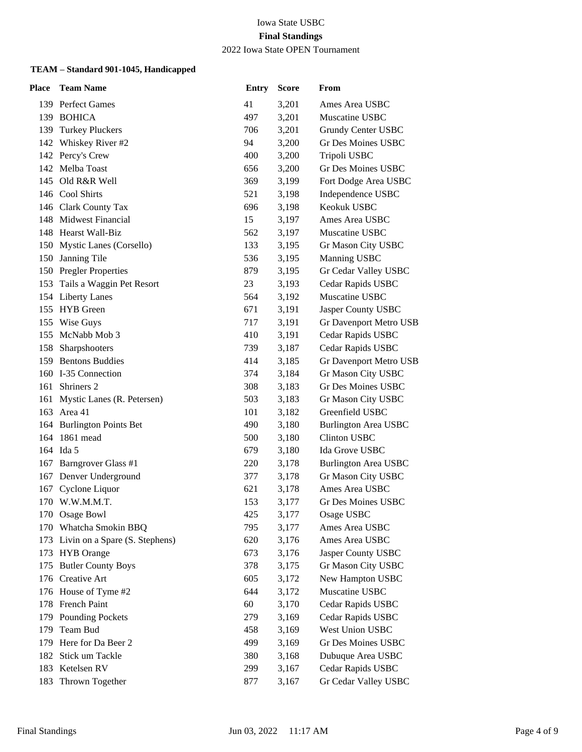Iowa State USBC

**Final Standings**

2022 Iowa State OPEN Tournament

### TEAM – Standard 901-1045, Handicapped

| Place | Team Name | Entry | Score | From |
|---|---|---|---|---|
| 139 | Perfect Games | 41 | 3,201 | Ames Area USBC |
| 139 | BOHICA | 497 | 3,201 | Muscatine USBC |
| 139 | Turkey Pluckers | 706 | 3,201 | Grundy Center USBC |
| 142 | Whiskey River #2 | 94 | 3,200 | Gr Des Moines USBC |
| 142 | Percy's Crew | 400 | 3,200 | Tripoli USBC |
| 142 | Melba Toast | 656 | 3,200 | Gr Des Moines USBC |
| 145 | Old R&R Well | 369 | 3,199 | Fort Dodge Area USBC |
| 146 | Cool Shirts | 521 | 3,198 | Independence USBC |
| 146 | Clark County Tax | 696 | 3,198 | Keokuk USBC |
| 148 | Midwest Financial | 15 | 3,197 | Ames Area USBC |
| 148 | Hearst Wall-Biz | 562 | 3,197 | Muscatine USBC |
| 150 | Mystic Lanes (Corsello) | 133 | 3,195 | Gr Mason City USBC |
| 150 | Janning Tile | 536 | 3,195 | Manning USBC |
| 150 | Pregler Properties | 879 | 3,195 | Gr Cedar Valley USBC |
| 153 | Tails a Waggin Pet Resort | 23 | 3,193 | Cedar Rapids USBC |
| 154 | Liberty Lanes | 564 | 3,192 | Muscatine USBC |
| 155 | HYB Green | 671 | 3,191 | Jasper County USBC |
| 155 | Wise Guys | 717 | 3,191 | Gr Davenport Metro USB |
| 155 | McNabb Mob 3 | 410 | 3,191 | Cedar Rapids USBC |
| 158 | Sharpshooters | 739 | 3,187 | Cedar Rapids USBC |
| 159 | Bentons Buddies | 414 | 3,185 | Gr Davenport Metro USB |
| 160 | I-35 Connection | 374 | 3,184 | Gr Mason City USBC |
| 161 | Shriners 2 | 308 | 3,183 | Gr Des Moines USBC |
| 161 | Mystic Lanes (R. Petersen) | 503 | 3,183 | Gr Mason City USBC |
| 163 | Area 41 | 101 | 3,182 | Greenfield USBC |
| 164 | Burlington Points Bet | 490 | 3,180 | Burlington Area USBC |
| 164 | 1861 mead | 500 | 3,180 | Clinton USBC |
| 164 | Ida 5 | 679 | 3,180 | Ida Grove USBC |
| 167 | Barngrover Glass #1 | 220 | 3,178 | Burlington Area USBC |
| 167 | Denver Underground | 377 | 3,178 | Gr Mason City USBC |
| 167 | Cyclone Liquor | 621 | 3,178 | Ames Area USBC |
| 170 | W.W.M.M.T. | 153 | 3,177 | Gr Des Moines USBC |
| 170 | Osage Bowl | 425 | 3,177 | Osage USBC |
| 170 | Whatcha Smokin BBQ | 795 | 3,177 | Ames Area USBC |
| 173 | Livin on a Spare (S. Stephens) | 620 | 3,176 | Ames Area USBC |
| 173 | HYB Orange | 673 | 3,176 | Jasper County USBC |
| 175 | Butler County Boys | 378 | 3,175 | Gr Mason City USBC |
| 176 | Creative Art | 605 | 3,172 | New Hampton USBC |
| 176 | House of Tyme #2 | 644 | 3,172 | Muscatine USBC |
| 178 | French Paint | 60 | 3,170 | Cedar Rapids USBC |
| 179 | Pounding Pockets | 279 | 3,169 | Cedar Rapids USBC |
| 179 | Team Bud | 458 | 3,169 | West Union USBC |
| 179 | Here for Da Beer 2 | 499 | 3,169 | Gr Des Moines USBC |
| 182 | Stick um Tackle | 380 | 3,168 | Dubuque Area USBC |
| 183 | Ketelsen RV | 299 | 3,167 | Cedar Rapids USBC |
| 183 | Thrown Together | 877 | 3,167 | Gr Cedar Valley USBC |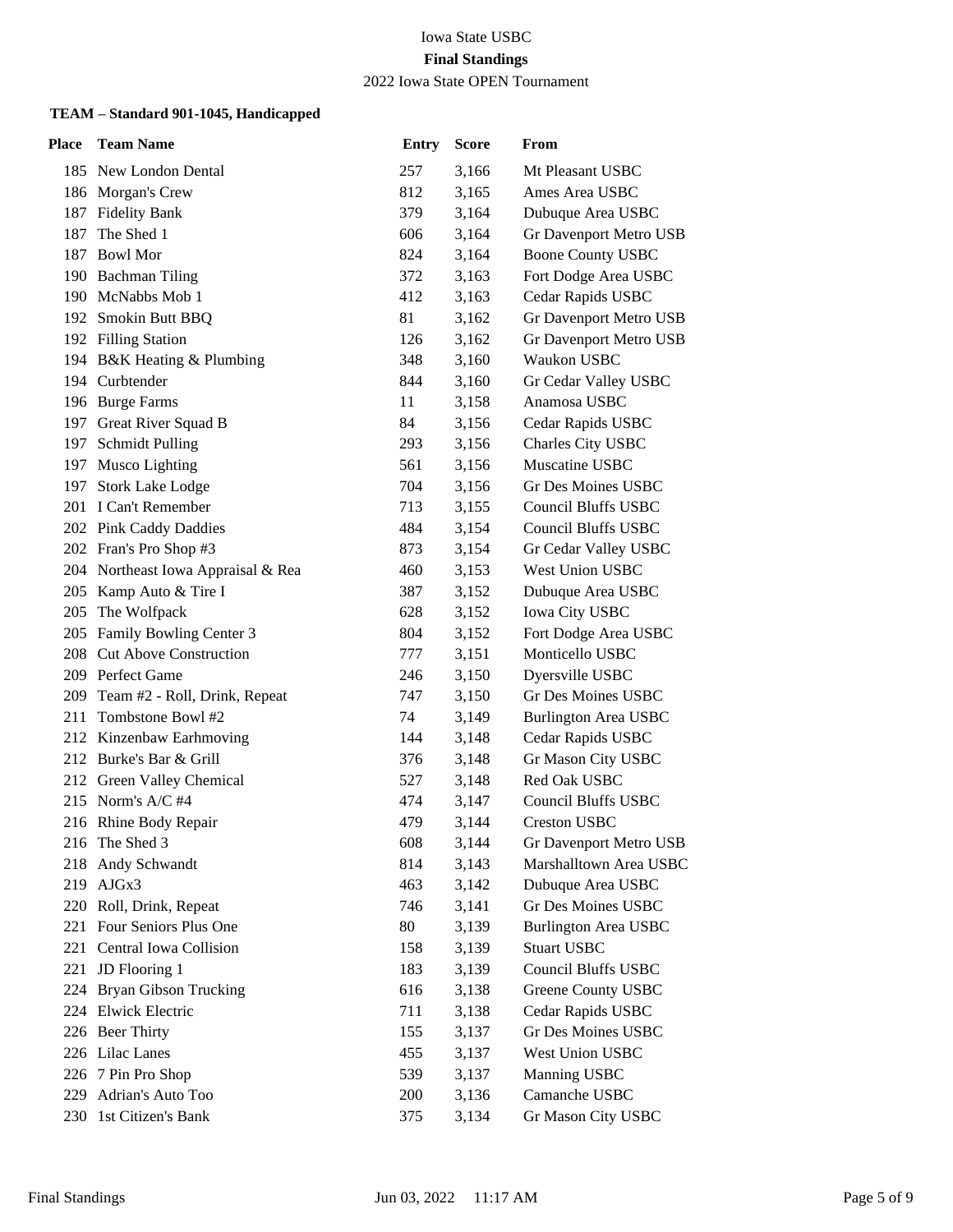Iowa State USBC

**Final Standings**

2022 Iowa State OPEN Tournament

**TEAM – Standard 901-1045, Handicapped**

| Place | Team Name | Entry | Score | From |
|---|---|---|---|---|
| 185 | New London Dental | 257 | 3,166 | Mt Pleasant USBC |
| 186 | Morgan's Crew | 812 | 3,165 | Ames Area USBC |
| 187 | Fidelity Bank | 379 | 3,164 | Dubuque Area USBC |
| 187 | The Shed 1 | 606 | 3,164 | Gr Davenport Metro USB |
| 187 | Bowl Mor | 824 | 3,164 | Boone County USBC |
| 190 | Bachman Tiling | 372 | 3,163 | Fort Dodge Area USBC |
| 190 | McNabbs Mob 1 | 412 | 3,163 | Cedar Rapids USBC |
| 192 | Smokin Butt BBQ | 81 | 3,162 | Gr Davenport Metro USB |
| 192 | Filling Station | 126 | 3,162 | Gr Davenport Metro USB |
| 194 | B&K Heating & Plumbing | 348 | 3,160 | Waukon USBC |
| 194 | Curbtender | 844 | 3,160 | Gr Cedar Valley USBC |
| 196 | Burge Farms | 11 | 3,158 | Anamosa USBC |
| 197 | Great River Squad B | 84 | 3,156 | Cedar Rapids USBC |
| 197 | Schmidt Pulling | 293 | 3,156 | Charles City USBC |
| 197 | Musco Lighting | 561 | 3,156 | Muscatine USBC |
| 197 | Stork Lake Lodge | 704 | 3,156 | Gr Des Moines USBC |
| 201 | I Can't Remember | 713 | 3,155 | Council Bluffs USBC |
| 202 | Pink Caddy Daddies | 484 | 3,154 | Council Bluffs USBC |
| 202 | Fran's Pro Shop #3 | 873 | 3,154 | Gr Cedar Valley USBC |
| 204 | Northeast Iowa Appraisal & Rea | 460 | 3,153 | West Union USBC |
| 205 | Kamp Auto & Tire I | 387 | 3,152 | Dubuque Area USBC |
| 205 | The Wolfpack | 628 | 3,152 | Iowa City USBC |
| 205 | Family Bowling Center 3 | 804 | 3,152 | Fort Dodge Area USBC |
| 208 | Cut Above Construction | 777 | 3,151 | Monticello USBC |
| 209 | Perfect Game | 246 | 3,150 | Dyersville USBC |
| 209 | Team #2 - Roll, Drink, Repeat | 747 | 3,150 | Gr Des Moines USBC |
| 211 | Tombstone Bowl #2 | 74 | 3,149 | Burlington Area USBC |
| 212 | Kinzenbaw Earhmoving | 144 | 3,148 | Cedar Rapids USBC |
| 212 | Burke's Bar & Grill | 376 | 3,148 | Gr Mason City USBC |
| 212 | Green Valley Chemical | 527 | 3,148 | Red Oak USBC |
| 215 | Norm's A/C #4 | 474 | 3,147 | Council Bluffs USBC |
| 216 | Rhine Body Repair | 479 | 3,144 | Creston USBC |
| 216 | The Shed 3 | 608 | 3,144 | Gr Davenport Metro USB |
| 218 | Andy Schwandt | 814 | 3,143 | Marshalltown Area USBC |
| 219 | AJGx3 | 463 | 3,142 | Dubuque Area USBC |
| 220 | Roll, Drink, Repeat | 746 | 3,141 | Gr Des Moines USBC |
| 221 | Four Seniors Plus One | 80 | 3,139 | Burlington Area USBC |
| 221 | Central Iowa Collision | 158 | 3,139 | Stuart USBC |
| 221 | JD Flooring 1 | 183 | 3,139 | Council Bluffs USBC |
| 224 | Bryan Gibson Trucking | 616 | 3,138 | Greene County USBC |
| 224 | Elwick Electric | 711 | 3,138 | Cedar Rapids USBC |
| 226 | Beer Thirty | 155 | 3,137 | Gr Des Moines USBC |
| 226 | Lilac Lanes | 455 | 3,137 | West Union USBC |
| 226 | 7 Pin Pro Shop | 539 | 3,137 | Manning USBC |
| 229 | Adrian's Auto Too | 200 | 3,136 | Camanche USBC |
| 230 | 1st Citizen's Bank | 375 | 3,134 | Gr Mason City USBC |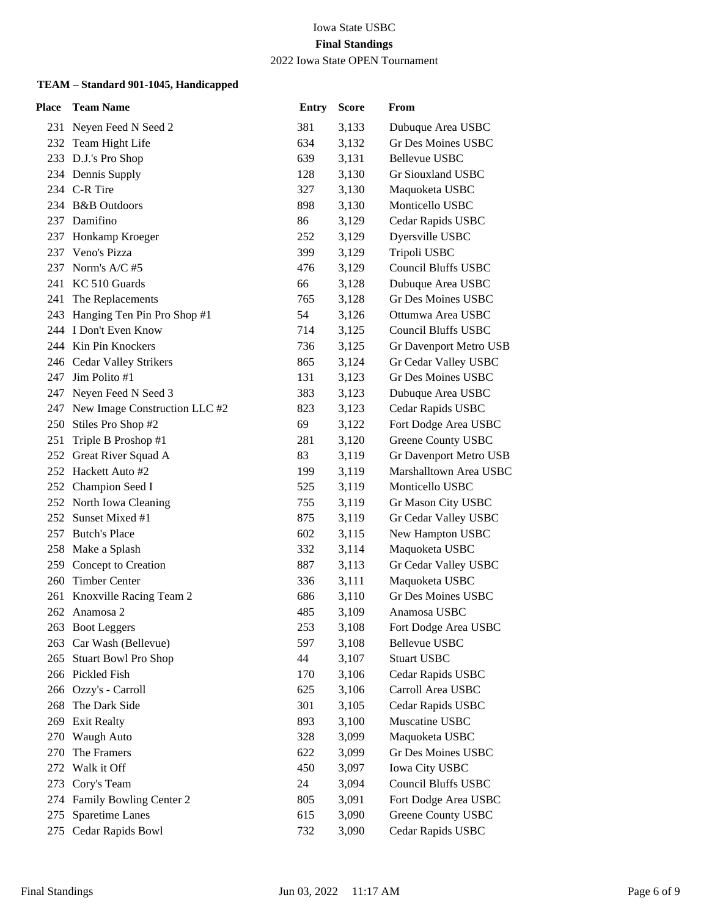Iowa State USBC

**Final Standings**

2022 Iowa State OPEN Tournament

### TEAM – Standard 901-1045, Handicapped

| Place | Team Name | Entry | Score | From |
|---|---|---|---|---|
| 231 | Neyen Feed N Seed 2 | 381 | 3,133 | Dubuque Area USBC |
| 232 | Team Hight Life | 634 | 3,132 | Gr Des Moines USBC |
| 233 | D.J.'s Pro Shop | 639 | 3,131 | Bellevue USBC |
| 234 | Dennis Supply | 128 | 3,130 | Gr Siouxland USBC |
| 234 | C-R Tire | 327 | 3,130 | Maquoketa USBC |
| 234 | B&B Outdoors | 898 | 3,130 | Monticello USBC |
| 237 | Damifino | 86 | 3,129 | Cedar Rapids USBC |
| 237 | Honkamp Kroeger | 252 | 3,129 | Dyersville USBC |
| 237 | Veno's Pizza | 399 | 3,129 | Tripoli USBC |
| 237 | Norm's A/C #5 | 476 | 3,129 | Council Bluffs USBC |
| 241 | KC 510 Guards | 66 | 3,128 | Dubuque Area USBC |
| 241 | The Replacements | 765 | 3,128 | Gr Des Moines USBC |
| 243 | Hanging Ten Pin Pro Shop #1 | 54 | 3,126 | Ottumwa Area USBC |
| 244 | I Don't Even Know | 714 | 3,125 | Council Bluffs USBC |
| 244 | Kin Pin Knockers | 736 | 3,125 | Gr Davenport Metro USB |
| 246 | Cedar Valley Strikers | 865 | 3,124 | Gr Cedar Valley USBC |
| 247 | Jim Polito #1 | 131 | 3,123 | Gr Des Moines USBC |
| 247 | Neyen Feed N Seed 3 | 383 | 3,123 | Dubuque Area USBC |
| 247 | New Image Construction LLC #2 | 823 | 3,123 | Cedar Rapids USBC |
| 250 | Stiles Pro Shop #2 | 69 | 3,122 | Fort Dodge Area USBC |
| 251 | Triple B Proshop #1 | 281 | 3,120 | Greene County USBC |
| 252 | Great River Squad A | 83 | 3,119 | Gr Davenport Metro USB |
| 252 | Hackett Auto #2 | 199 | 3,119 | Marshalltown Area USBC |
| 252 | Champion Seed I | 525 | 3,119 | Monticello USBC |
| 252 | North Iowa Cleaning | 755 | 3,119 | Gr Mason City USBC |
| 252 | Sunset Mixed #1 | 875 | 3,119 | Gr Cedar Valley USBC |
| 257 | Butch's Place | 602 | 3,115 | New Hampton USBC |
| 258 | Make a Splash | 332 | 3,114 | Maquoketa USBC |
| 259 | Concept to Creation | 887 | 3,113 | Gr Cedar Valley USBC |
| 260 | Timber Center | 336 | 3,111 | Maquoketa USBC |
| 261 | Knoxville Racing Team 2 | 686 | 3,110 | Gr Des Moines USBC |
| 262 | Anamosa 2 | 485 | 3,109 | Anamosa USBC |
| 263 | Boot Leggers | 253 | 3,108 | Fort Dodge Area USBC |
| 263 | Car Wash (Bellevue) | 597 | 3,108 | Bellevue USBC |
| 265 | Stuart Bowl Pro Shop | 44 | 3,107 | Stuart USBC |
| 266 | Pickled Fish | 170 | 3,106 | Cedar Rapids USBC |
| 266 | Ozzy's - Carroll | 625 | 3,106 | Carroll Area USBC |
| 268 | The Dark Side | 301 | 3,105 | Cedar Rapids USBC |
| 269 | Exit Realty | 893 | 3,100 | Muscatine USBC |
| 270 | Waugh Auto | 328 | 3,099 | Maquoketa USBC |
| 270 | The Framers | 622 | 3,099 | Gr Des Moines USBC |
| 272 | Walk it Off | 450 | 3,097 | Iowa City USBC |
| 273 | Cory's Team | 24 | 3,094 | Council Bluffs USBC |
| 274 | Family Bowling Center 2 | 805 | 3,091 | Fort Dodge Area USBC |
| 275 | Sparetime Lanes | 615 | 3,090 | Greene County USBC |
| 275 | Cedar Rapids Bowl | 732 | 3,090 | Cedar Rapids USBC |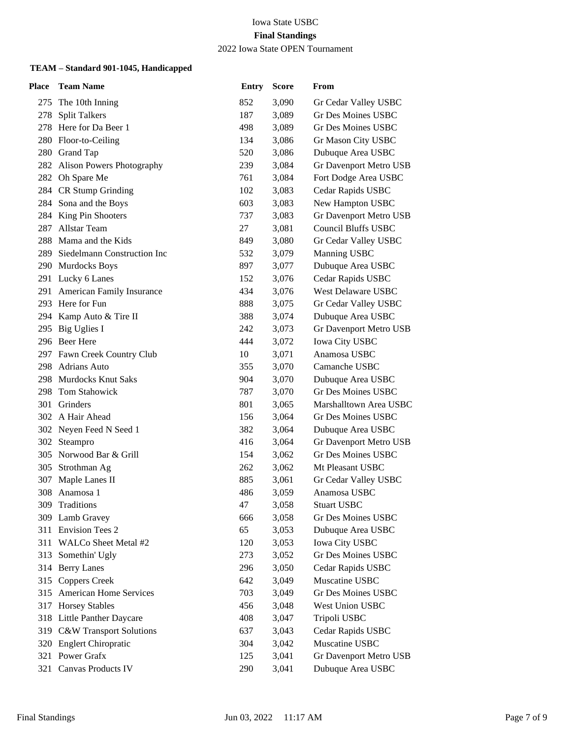Iowa State USBC

**Final Standings**

2022 Iowa State OPEN Tournament

### TEAM – Standard 901-1045, Handicapped

| Place | Team Name | Entry | Score | From |
|---|---|---|---|---|
| 275 | The 10th Inning | 852 | 3,090 | Gr Cedar Valley USBC |
| 278 | Split Talkers | 187 | 3,089 | Gr Des Moines USBC |
| 278 | Here for Da Beer 1 | 498 | 3,089 | Gr Des Moines USBC |
| 280 | Floor-to-Ceiling | 134 | 3,086 | Gr Mason City USBC |
| 280 | Grand Tap | 520 | 3,086 | Dubuque Area USBC |
| 282 | Alison Powers Photography | 239 | 3,084 | Gr Davenport Metro USB |
| 282 | Oh Spare Me | 761 | 3,084 | Fort Dodge Area USBC |
| 284 | CR Stump Grinding | 102 | 3,083 | Cedar Rapids USBC |
| 284 | Sona and the Boys | 603 | 3,083 | New Hampton USBC |
| 284 | King Pin Shooters | 737 | 3,083 | Gr Davenport Metro USB |
| 287 | Allstar Team | 27 | 3,081 | Council Bluffs USBC |
| 288 | Mama and the Kids | 849 | 3,080 | Gr Cedar Valley USBC |
| 289 | Siedelmann Construction Inc | 532 | 3,079 | Manning USBC |
| 290 | Murdocks Boys | 897 | 3,077 | Dubuque Area USBC |
| 291 | Lucky 6 Lanes | 152 | 3,076 | Cedar Rapids USBC |
| 291 | American Family Insurance | 434 | 3,076 | West Delaware USBC |
| 293 | Here for Fun | 888 | 3,075 | Gr Cedar Valley USBC |
| 294 | Kamp Auto & Tire II | 388 | 3,074 | Dubuque Area USBC |
| 295 | Big Uglies I | 242 | 3,073 | Gr Davenport Metro USB |
| 296 | Beer Here | 444 | 3,072 | Iowa City USBC |
| 297 | Fawn Creek Country Club | 10 | 3,071 | Anamosa USBC |
| 298 | Adrians Auto | 355 | 3,070 | Camanche USBC |
| 298 | Murdocks Knut Saks | 904 | 3,070 | Dubuque Area USBC |
| 298 | Tom Stahowick | 787 | 3,070 | Gr Des Moines USBC |
| 301 | Grinders | 801 | 3,065 | Marshalltown Area USBC |
| 302 | A Hair Ahead | 156 | 3,064 | Gr Des Moines USBC |
| 302 | Neyen Feed N Seed 1 | 382 | 3,064 | Dubuque Area USBC |
| 302 | Steampro | 416 | 3,064 | Gr Davenport Metro USB |
| 305 | Norwood Bar & Grill | 154 | 3,062 | Gr Des Moines USBC |
| 305 | Strothman Ag | 262 | 3,062 | Mt Pleasant USBC |
| 307 | Maple Lanes II | 885 | 3,061 | Gr Cedar Valley USBC |
| 308 | Anamosa 1 | 486 | 3,059 | Anamosa USBC |
| 309 | Traditions | 47 | 3,058 | Stuart USBC |
| 309 | Lamb Gravey | 666 | 3,058 | Gr Des Moines USBC |
| 311 | Envision Tees 2 | 65 | 3,053 | Dubuque Area USBC |
| 311 | WALCo Sheet Metal #2 | 120 | 3,053 | Iowa City USBC |
| 313 | Somethin' Ugly | 273 | 3,052 | Gr Des Moines USBC |
| 314 | Berry Lanes | 296 | 3,050 | Cedar Rapids USBC |
| 315 | Coppers Creek | 642 | 3,049 | Muscatine USBC |
| 315 | American Home Services | 703 | 3,049 | Gr Des Moines USBC |
| 317 | Horsey Stables | 456 | 3,048 | West Union USBC |
| 318 | Little Panther Daycare | 408 | 3,047 | Tripoli USBC |
| 319 | C&W Transport Solutions | 637 | 3,043 | Cedar Rapids USBC |
| 320 | Englert Chiropratic | 304 | 3,042 | Muscatine USBC |
| 321 | Power Grafx | 125 | 3,041 | Gr Davenport Metro USB |
| 321 | Canvas Products IV | 290 | 3,041 | Dubuque Area USBC |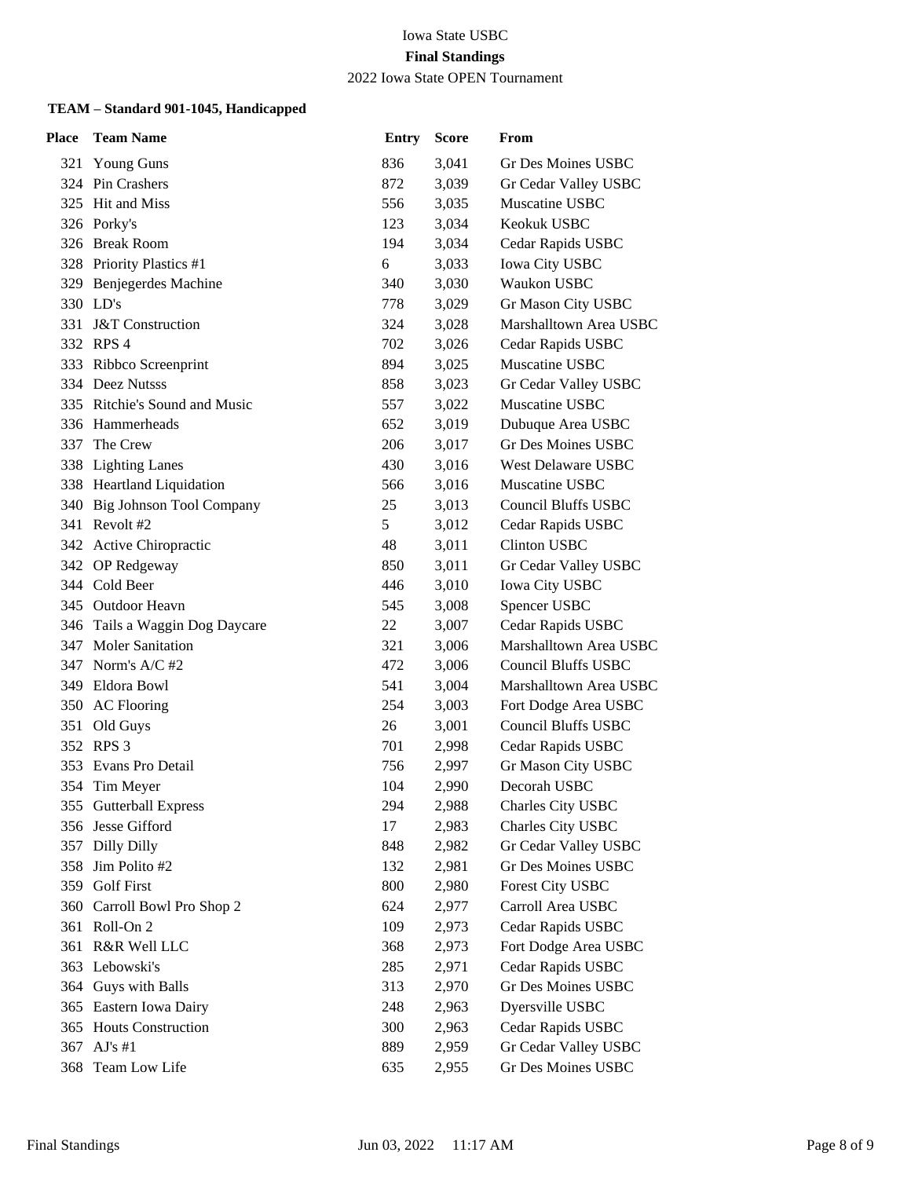Iowa State USBC

**Final Standings**

2022 Iowa State OPEN Tournament

### TEAM – Standard 901-1045, Handicapped

| Place | Team Name | Entry | Score | From |
|---|---|---|---|---|
| 321 | Young Guns | 836 | 3,041 | Gr Des Moines USBC |
| 324 | Pin Crashers | 872 | 3,039 | Gr Cedar Valley USBC |
| 325 | Hit and Miss | 556 | 3,035 | Muscatine USBC |
| 326 | Porky's | 123 | 3,034 | Keokuk USBC |
| 326 | Break Room | 194 | 3,034 | Cedar Rapids USBC |
| 328 | Priority Plastics #1 | 6 | 3,033 | Iowa City USBC |
| 329 | Benjegerdes Machine | 340 | 3,030 | Waukon USBC |
| 330 | LD's | 778 | 3,029 | Gr Mason City USBC |
| 331 | J&T Construction | 324 | 3,028 | Marshalltown Area USBC |
| 332 | RPS 4 | 702 | 3,026 | Cedar Rapids USBC |
| 333 | Ribbco Screenprint | 894 | 3,025 | Muscatine USBC |
| 334 | Deez Nutsss | 858 | 3,023 | Gr Cedar Valley USBC |
| 335 | Ritchie's Sound and Music | 557 | 3,022 | Muscatine USBC |
| 336 | Hammerheads | 652 | 3,019 | Dubuque Area USBC |
| 337 | The Crew | 206 | 3,017 | Gr Des Moines USBC |
| 338 | Lighting Lanes | 430 | 3,016 | West Delaware USBC |
| 338 | Heartland Liquidation | 566 | 3,016 | Muscatine USBC |
| 340 | Big Johnson Tool Company | 25 | 3,013 | Council Bluffs USBC |
| 341 | Revolt #2 | 5 | 3,012 | Cedar Rapids USBC |
| 342 | Active Chiropractic | 48 | 3,011 | Clinton USBC |
| 342 | OP Redgeway | 850 | 3,011 | Gr Cedar Valley USBC |
| 344 | Cold Beer | 446 | 3,010 | Iowa City USBC |
| 345 | Outdoor Heavn | 545 | 3,008 | Spencer USBC |
| 346 | Tails a Waggin Dog Daycare | 22 | 3,007 | Cedar Rapids USBC |
| 347 | Moler Sanitation | 321 | 3,006 | Marshalltown Area USBC |
| 347 | Norm's A/C #2 | 472 | 3,006 | Council Bluffs USBC |
| 349 | Eldora Bowl | 541 | 3,004 | Marshalltown Area USBC |
| 350 | AC Flooring | 254 | 3,003 | Fort Dodge Area USBC |
| 351 | Old Guys | 26 | 3,001 | Council Bluffs USBC |
| 352 | RPS 3 | 701 | 2,998 | Cedar Rapids USBC |
| 353 | Evans Pro Detail | 756 | 2,997 | Gr Mason City USBC |
| 354 | Tim Meyer | 104 | 2,990 | Decorah USBC |
| 355 | Gutterball Express | 294 | 2,988 | Charles City USBC |
| 356 | Jesse Gifford | 17 | 2,983 | Charles City USBC |
| 357 | Dilly Dilly | 848 | 2,982 | Gr Cedar Valley USBC |
| 358 | Jim Polito #2 | 132 | 2,981 | Gr Des Moines USBC |
| 359 | Golf First | 800 | 2,980 | Forest City USBC |
| 360 | Carroll Bowl Pro Shop 2 | 624 | 2,977 | Carroll Area USBC |
| 361 | Roll-On 2 | 109 | 2,973 | Cedar Rapids USBC |
| 361 | R&R Well LLC | 368 | 2,973 | Fort Dodge Area USBC |
| 363 | Lebowski's | 285 | 2,971 | Cedar Rapids USBC |
| 364 | Guys with Balls | 313 | 2,970 | Gr Des Moines USBC |
| 365 | Eastern Iowa Dairy | 248 | 2,963 | Dyersville USBC |
| 365 | Houts Construction | 300 | 2,963 | Cedar Rapids USBC |
| 367 | AJ's #1 | 889 | 2,959 | Gr Cedar Valley USBC |
| 368 | Team Low Life | 635 | 2,955 | Gr Des Moines USBC |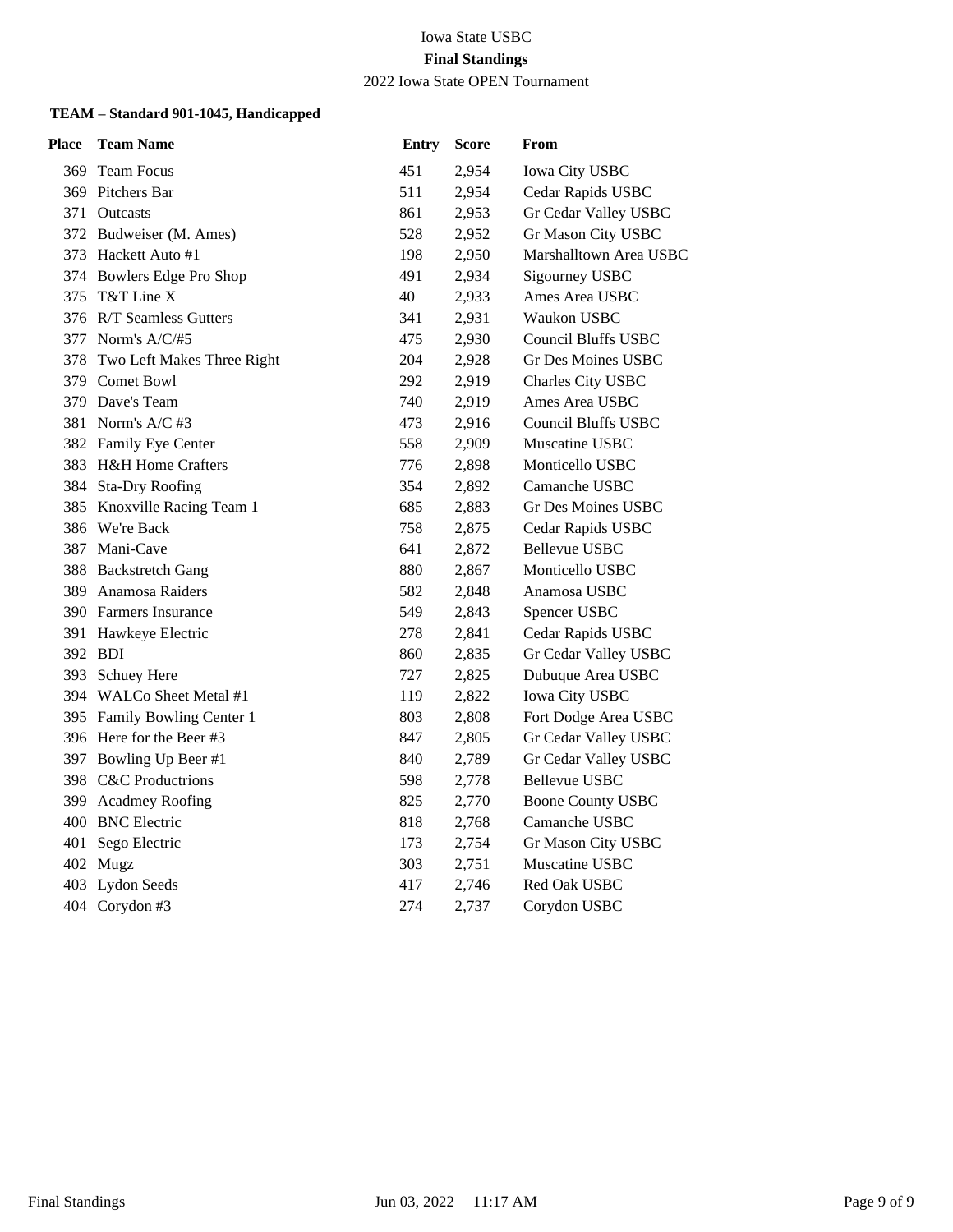Iowa State USBC

**Final Standings**

2022 Iowa State OPEN Tournament

**TEAM – Standard 901-1045, Handicapped**

| Place | Team Name | Entry | Score | From |
|---|---|---|---|---|
| 369 | Team Focus | 451 | 2,954 | Iowa City USBC |
| 369 | Pitchers Bar | 511 | 2,954 | Cedar Rapids USBC |
| 371 | Outcasts | 861 | 2,953 | Gr Cedar Valley USBC |
| 372 | Budweiser (M. Ames) | 528 | 2,952 | Gr Mason City USBC |
| 373 | Hackett Auto #1 | 198 | 2,950 | Marshalltown Area USBC |
| 374 | Bowlers Edge Pro Shop | 491 | 2,934 | Sigourney USBC |
| 375 | T&T Line X | 40 | 2,933 | Ames Area USBC |
| 376 | R/T Seamless Gutters | 341 | 2,931 | Waukon USBC |
| 377 | Norm's A/C/#5 | 475 | 2,930 | Council Bluffs USBC |
| 378 | Two Left Makes Three Right | 204 | 2,928 | Gr Des Moines USBC |
| 379 | Comet Bowl | 292 | 2,919 | Charles City USBC |
| 379 | Dave's Team | 740 | 2,919 | Ames Area USBC |
| 381 | Norm's A/C #3 | 473 | 2,916 | Council Bluffs USBC |
| 382 | Family Eye Center | 558 | 2,909 | Muscatine USBC |
| 383 | H&H Home Crafters | 776 | 2,898 | Monticello USBC |
| 384 | Sta-Dry Roofing | 354 | 2,892 | Camanche USBC |
| 385 | Knoxville Racing Team 1 | 685 | 2,883 | Gr Des Moines USBC |
| 386 | We're Back | 758 | 2,875 | Cedar Rapids USBC |
| 387 | Mani-Cave | 641 | 2,872 | Bellevue USBC |
| 388 | Backstretch Gang | 880 | 2,867 | Monticello USBC |
| 389 | Anamosa Raiders | 582 | 2,848 | Anamosa USBC |
| 390 | Farmers Insurance | 549 | 2,843 | Spencer USBC |
| 391 | Hawkeye Electric | 278 | 2,841 | Cedar Rapids USBC |
| 392 | BDI | 860 | 2,835 | Gr Cedar Valley USBC |
| 393 | Schuey Here | 727 | 2,825 | Dubuque Area USBC |
| 394 | WALCo Sheet Metal #1 | 119 | 2,822 | Iowa City USBC |
| 395 | Family Bowling Center 1 | 803 | 2,808 | Fort Dodge Area USBC |
| 396 | Here for the Beer #3 | 847 | 2,805 | Gr Cedar Valley USBC |
| 397 | Bowling Up Beer #1 | 840 | 2,789 | Gr Cedar Valley USBC |
| 398 | C&C Productrions | 598 | 2,778 | Bellevue USBC |
| 399 | Acadmey Roofing | 825 | 2,770 | Boone County USBC |
| 400 | BNC Electric | 818 | 2,768 | Camanche USBC |
| 401 | Sego Electric | 173 | 2,754 | Gr Mason City USBC |
| 402 | Mugz | 303 | 2,751 | Muscatine USBC |
| 403 | Lydon Seeds | 417 | 2,746 | Red Oak USBC |
| 404 | Corydon #3 | 274 | 2,737 | Corydon USBC |